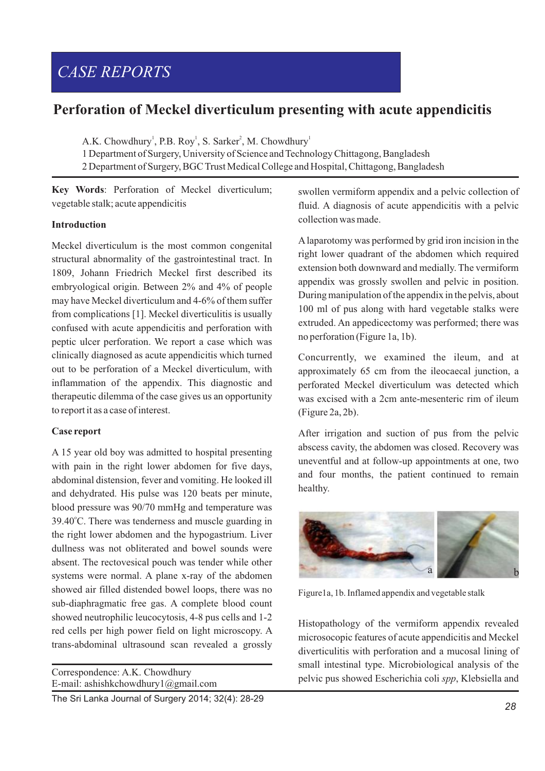CASE REPORTS

# Perforation of Meckel diverticulum presenting with acute appendicitis

A.K. Chowdhury[1], P.B. Roy[1], S. Sarker[2], M. Chowdhury[1]

1 Department of Surgery, University of Science and Technology Chittagong, Bangladesh

2 Department of Surgery, BGC Trust Medical College and Hospital, Chittagong, Bangladesh

**Key Words**: Perforation of Meckel diverticulum; vegetable stalk; acute appendicitis

## Introduction

Meckel diverticulum is the most common congenital structural abnormality of the gastrointestinal tract. In 1809, Johann Friedrich Meckel first described its embryological origin. Between 2% and 4% of people may have Meckel diverticulum and 4-6% of them suffer from complications [1]. Meckel diverticulitis is usually confused with acute appendicitis and perforation with peptic ulcer perforation. We report a case which was clinically diagnosed as acute appendicitis which turned out to be perforation of a Meckel diverticulum, with inflammation of the appendix. This diagnostic and therapeutic dilemma of the case gives us an opportunity to report it as a case of interest.

## Case report

A 15 year old boy was admitted to hospital presenting with pain in the right lower abdomen for five days, abdominal distension, fever and vomiting. He looked ill and dehydrated. His pulse was 120 beats per minute, blood pressure was 90/70 mmHg and temperature was 39.40°C. There was tenderness and muscle guarding in the right lower abdomen and the hypogastrium. Liver dullness was not obliterated and bowel sounds were absent. The rectovesical pouch was tender while other systems were normal. A plane x-ray of the abdomen showed air filled distended bowel loops, there was no sub-diaphragmatic free gas. A complete blood count showed neutrophilic leucocytosis, 4-8 pus cells and 1-2 red cells per high power field on light microscopy. A trans-abdominal ultrasound scan revealed a grossly swollen vermiform appendix and a pelvic collection of fluid. A diagnosis of acute appendicitis with a pelvic collection was made.

A laparotomy was performed by grid iron incision in the right lower quadrant of the abdomen which required extension both downward and medially. The vermiform appendix was grossly swollen and pelvic in position. During manipulation of the appendix in the pelvis, about 100 ml of pus along with hard vegetable stalks were extruded. An appedicectomy was performed; there was no perforation (Figure 1a, 1b).

Concurrently, we examined the ileum, and at approximately 65 cm from the ileocaecal junction, a perforated Meckel diverticulum was detected which was excised with a 2cm ante-mesenteric rim of ileum (Figure 2a, 2b).

After irrigation and suction of pus from the pelvic abscess cavity, the abdomen was closed. Recovery was uneventful and at follow-up appointments at one, two and four months, the patient continued to remain healthy.

Figure1a, 1b. Inflamed appendix and vegetable stalk

Histopathology of the vermiform appendix revealed microsocopic features of acute appendicitis and Meckel diverticulitis with perforation and a mucosal lining of small intestinal type. Microbiological analysis of the pelvic pus showed Escherichia coli *spp*, Klebsiella and

Correspondence: A.K. Chowdhury
E-mail: ashishkchowdhury1@gmail.com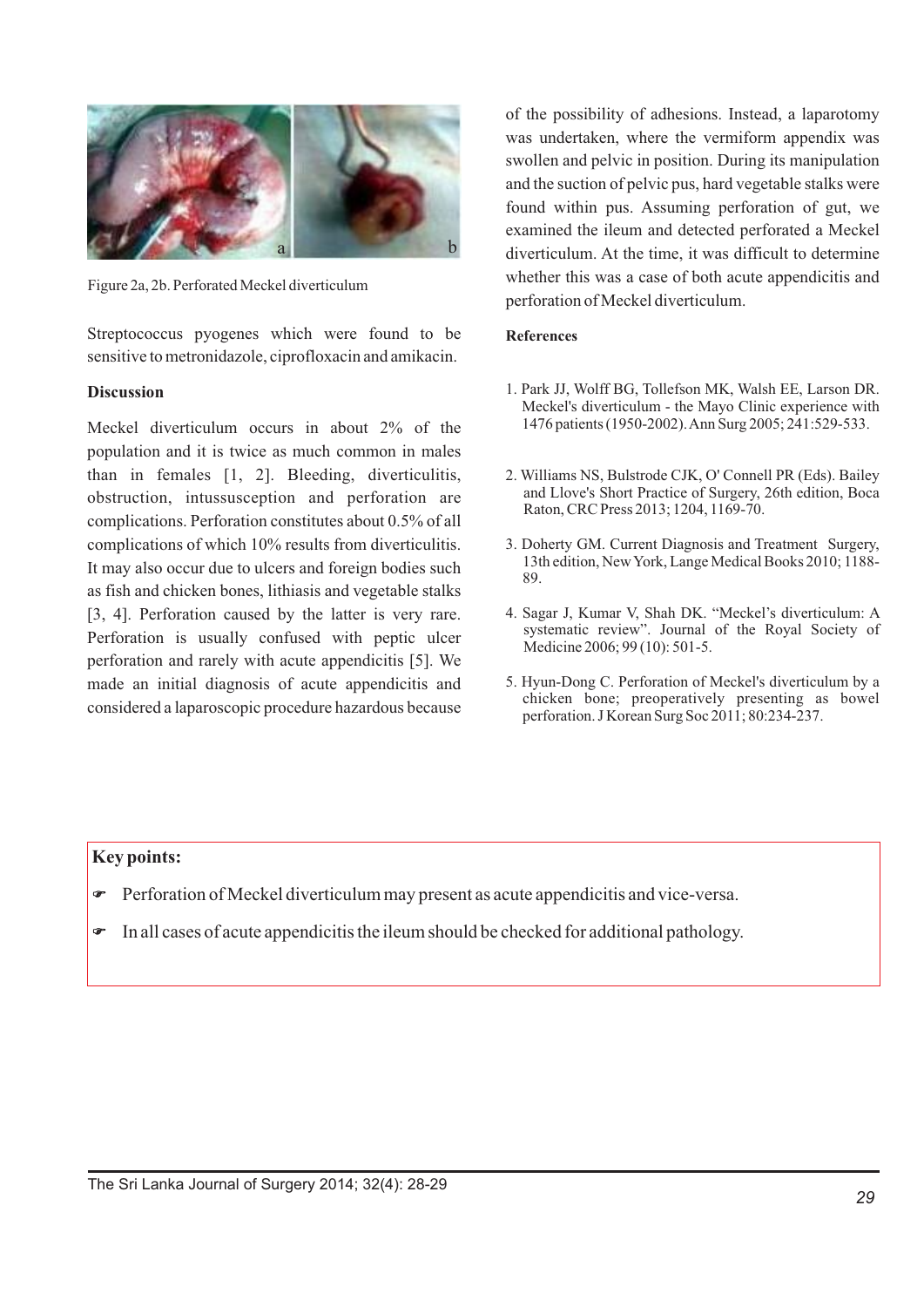Figure 2a, 2b. Perforated Meckel diverticulum

Streptococcus pyogenes which were found to be sensitive to metronidazole, ciprofloxacin and amikacin.

**Discussion**

Meckel diverticulum occurs in about 2% of the population and it is twice as much common in males than in females [1, 2]. Bleeding, diverticulitis, obstruction, intussusception and perforation are complications. Perforation constitutes about 0.5% of all complications of which 10% results from diverticulitis. It may also occur due to ulcers and foreign bodies such as fish and chicken bones, lithiasis and vegetable stalks [3, 4]. Perforation caused by the latter is very rare. Perforation is usually confused with peptic ulcer perforation and rarely with acute appendicitis [5]. We made an initial diagnosis of acute appendicitis and considered a laparoscopic procedure hazardous because of the possibility of adhesions. Instead, a laparotomy was undertaken, where the vermiform appendix was swollen and pelvic in position. During its manipulation and the suction of pelvic pus, hard vegetable stalks were found within pus. Assuming perforation of gut, we examined the ileum and detected perforated a Meckel diverticulum. At the time, it was difficult to determine whether this was a case of both acute appendicitis and perforation of Meckel diverticulum.

**References**

1. Park JJ, Wolff BG, Tollefson MK, Walsh EE, Larson DR. Meckel's diverticulum - the Mayo Clinic experience with 1476 patients (1950-2002). Ann Surg 2005; 241:529-533.
2. Williams NS, Bulstrode CJK, O' Connell PR (Eds). Bailey and Llove's Short Practice of Surgery, 26th edition, Boca Raton, CRC Press 2013; 1204, 1169-70.
3. Doherty GM. Current Diagnosis and Treatment Surgery, 13th edition, New York, Lange Medical Books 2010; 1188-89.
4. Sagar J, Kumar V, Shah DK. "Meckel's diverticulum: A systematic review". Journal of the Royal Society of Medicine 2006; 99 (10): 501-5.
5. Hyun-Dong C. Perforation of Meckel's diverticulum by a chicken bone; preoperatively presenting as bowel perforation. J Korean Surg Soc 2011; 80:234-237.

**Key points:**

- Perforation of Meckel diverticulum may present as acute appendicitis and vice-versa.
- In all cases of acute appendicitis the ileum should be checked for additional pathology.